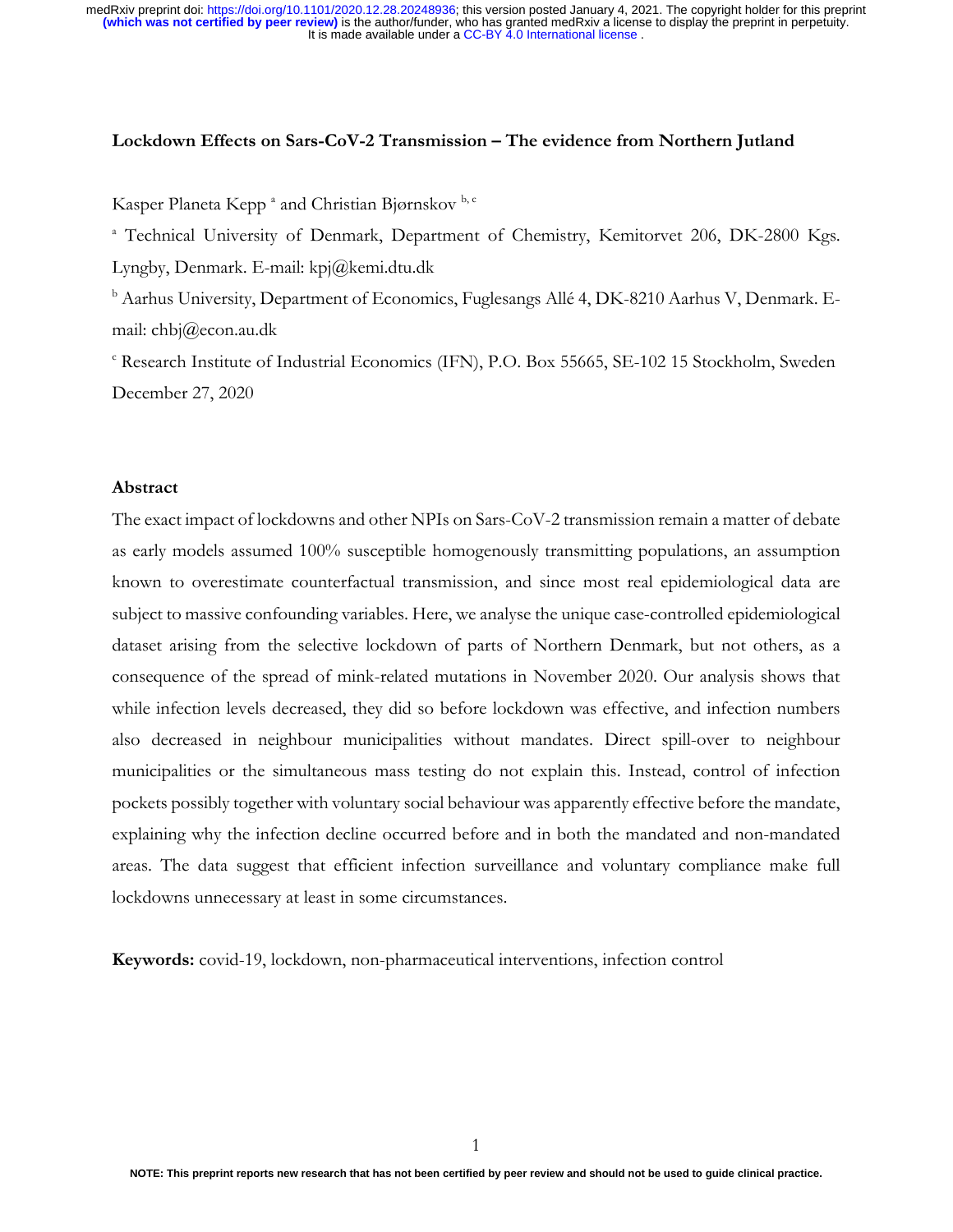**Lockdown Effects on Sars-CoV-2 Transmission – The evidence from Northern Jutland**

Kasper Planeta Kepp [a] and Christian Bjørnskov [b, c]

[a] Technical University of Denmark, Department of Chemistry, Kemitorvet 206, DK-2800 Kgs. Lyngby, Denmark. E-mail: kpj@kemi.dtu.dk

[b] Aarhus University, Department of Economics, Fuglesangs Allé 4, DK-8210 Aarhus V, Denmark. E-mail: chbj@econ.au.dk

[c] Research Institute of Industrial Economics (IFN), P.O. Box 55665, SE-102 15 Stockholm, Sweden

December 27, 2020

## Abstract

The exact impact of lockdowns and other NPIs on Sars-CoV-2 transmission remain a matter of debate as early models assumed 100% susceptible homogenously transmitting populations, an assumption known to overestimate counterfactual transmission, and since most real epidemiological data are subject to massive confounding variables. Here, we analyse the unique case-controlled epidemiological dataset arising from the selective lockdown of parts of Northern Denmark, but not others, as a consequence of the spread of mink-related mutations in November 2020. Our analysis shows that while infection levels decreased, they did so before lockdown was effective, and infection numbers also decreased in neighbour municipalities without mandates. Direct spill-over to neighbour municipalities or the simultaneous mass testing do not explain this. Instead, control of infection pockets possibly together with voluntary social behaviour was apparently effective before the mandate, explaining why the infection decline occurred before and in both the mandated and non-mandated areas. The data suggest that efficient infection surveillance and voluntary compliance make full lockdowns unnecessary at least in some circumstances.

**Keywords:** covid-19, lockdown, non-pharmaceutical interventions, infection control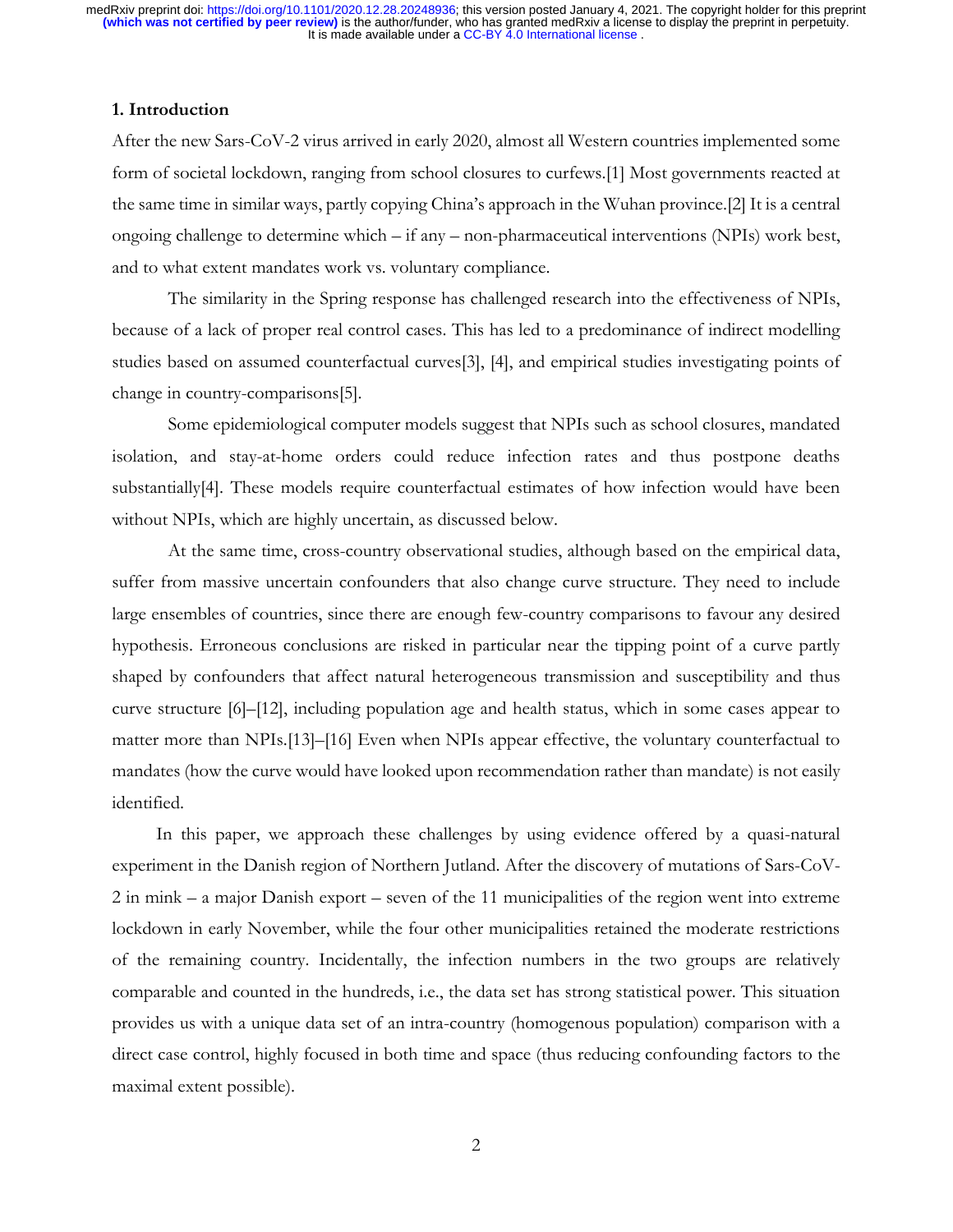## 1. Introduction

After the new Sars-CoV-2 virus arrived in early 2020, almost all Western countries implemented some form of societal lockdown, ranging from school closures to curfews.[1] Most governments reacted at the same time in similar ways, partly copying China's approach in the Wuhan province.[2] It is a central ongoing challenge to determine which – if any – non-pharmaceutical interventions (NPIs) work best, and to what extent mandates work vs. voluntary compliance.

The similarity in the Spring response has challenged research into the effectiveness of NPIs, because of a lack of proper real control cases. This has led to a predominance of indirect modelling studies based on assumed counterfactual curves[3], [4], and empirical studies investigating points of change in country-comparisons[5].

Some epidemiological computer models suggest that NPIs such as school closures, mandated isolation, and stay-at-home orders could reduce infection rates and thus postpone deaths substantially[4]. These models require counterfactual estimates of how infection would have been without NPIs, which are highly uncertain, as discussed below.

At the same time, cross-country observational studies, although based on the empirical data, suffer from massive uncertain confounders that also change curve structure. They need to include large ensembles of countries, since there are enough few-country comparisons to favour any desired hypothesis. Erroneous conclusions are risked in particular near the tipping point of a curve partly shaped by confounders that affect natural heterogeneous transmission and susceptibility and thus curve structure [6]–[12], including population age and health status, which in some cases appear to matter more than NPIs.[13]–[16] Even when NPIs appear effective, the voluntary counterfactual to mandates (how the curve would have looked upon recommendation rather than mandate) is not easily identified.

In this paper, we approach these challenges by using evidence offered by a quasi-natural experiment in the Danish region of Northern Jutland. After the discovery of mutations of Sars-CoV-2 in mink – a major Danish export – seven of the 11 municipalities of the region went into extreme lockdown in early November, while the four other municipalities retained the moderate restrictions of the remaining country. Incidentally, the infection numbers in the two groups are relatively comparable and counted in the hundreds, i.e., the data set has strong statistical power. This situation provides us with a unique data set of an intra-country (homogenous population) comparison with a direct case control, highly focused in both time and space (thus reducing confounding factors to the maximal extent possible).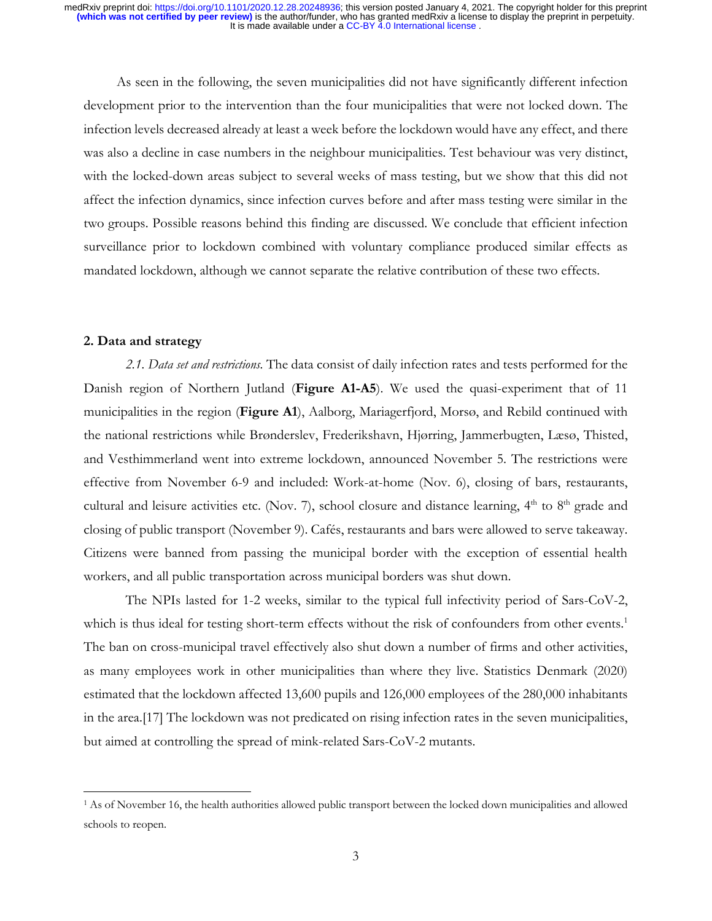As seen in the following, the seven municipalities did not have significantly different infection development prior to the intervention than the four municipalities that were not locked down. The infection levels decreased already at least a week before the lockdown would have any effect, and there was also a decline in case numbers in the neighbour municipalities. Test behaviour was very distinct, with the locked-down areas subject to several weeks of mass testing, but we show that this did not affect the infection dynamics, since infection curves before and after mass testing were similar in the two groups. Possible reasons behind this finding are discussed. We conclude that efficient infection surveillance prior to lockdown combined with voluntary compliance produced similar effects as mandated lockdown, although we cannot separate the relative contribution of these two effects.

## 2. Data and strategy

*2.1. Data set and restrictions.* The data consist of daily infection rates and tests performed for the Danish region of Northern Jutland (**Figure A1-A5**). We used the quasi-experiment that of 11 municipalities in the region (**Figure A1**), Aalborg, Mariagerfjord, Morsø, and Rebild continued with the national restrictions while Brønderslev, Frederikshavn, Hjørring, Jammerbugten, Læsø, Thisted, and Vesthimmerland went into extreme lockdown, announced November 5. The restrictions were effective from November 6-9 and included: Work-at-home (Nov. 6), closing of bars, restaurants, cultural and leisure activities etc. (Nov. 7), school closure and distance learning, $4^{th}$ to $8^{th}$ grade and closing of public transport (November 9). Cafés, restaurants and bars were allowed to serve takeaway. Citizens were banned from passing the municipal border with the exception of essential health workers, and all public transportation across municipal borders was shut down.

The NPIs lasted for 1-2 weeks, similar to the typical full infectivity period of Sars-CoV-2, which is thus ideal for testing short-term effects without the risk of confounders from other events.[1] The ban on cross-municipal travel effectively also shut down a number of firms and other activities, as many employees work in other municipalities than where they live. Statistics Denmark (2020) estimated that the lockdown affected 13,600 pupils and 126,000 employees of the 280,000 inhabitants in the area.[17] The lockdown was not predicated on rising infection rates in the seven municipalities, but aimed at controlling the spread of mink-related Sars-CoV-2 mutants.

---

[1] As of November 16, the health authorities allowed public transport between the locked down municipalities and allowed schools to reopen.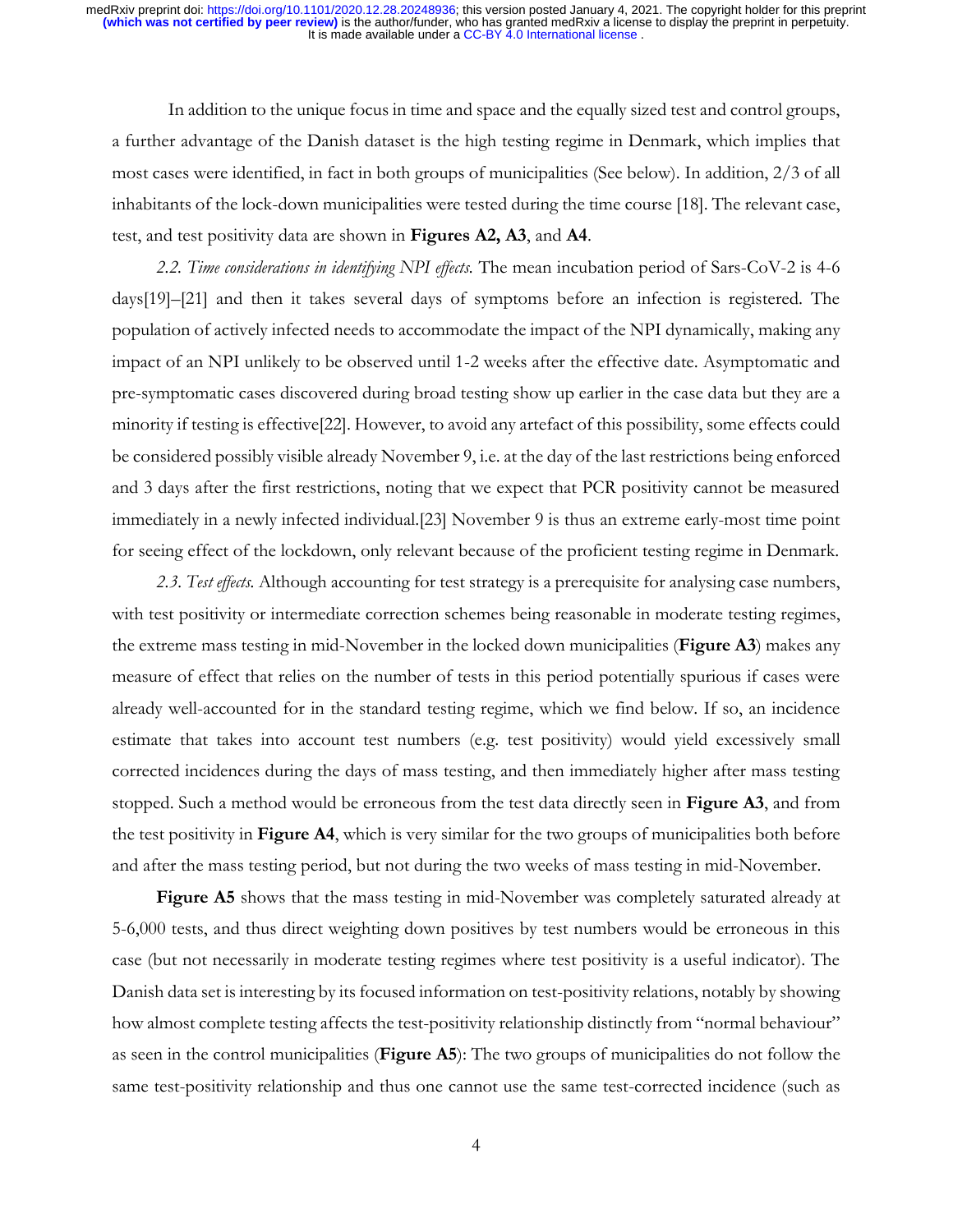In addition to the unique focus in time and space and the equally sized test and control groups, a further advantage of the Danish dataset is the high testing regime in Denmark, which implies that most cases were identified, in fact in both groups of municipalities (See below). In addition, 2/3 of all inhabitants of the lock-down municipalities were tested during the time course [18]. The relevant case, test, and test positivity data are shown in **Figures A2, A3**, and **A4**.

*2.2. Time considerations in identifying NPI effects.* The mean incubation period of Sars-CoV-2 is 4-6 days[19]–[21] and then it takes several days of symptoms before an infection is registered. The population of actively infected needs to accommodate the impact of the NPI dynamically, making any impact of an NPI unlikely to be observed until 1-2 weeks after the effective date. Asymptomatic and pre-symptomatic cases discovered during broad testing show up earlier in the case data but they are a minority if testing is effective[22]. However, to avoid any artefact of this possibility, some effects could be considered possibly visible already November 9, i.e. at the day of the last restrictions being enforced and 3 days after the first restrictions, noting that we expect that PCR positivity cannot be measured immediately in a newly infected individual.[23] November 9 is thus an extreme early-most time point for seeing effect of the lockdown, only relevant because of the proficient testing regime in Denmark.

*2.3. Test effects.* Although accounting for test strategy is a prerequisite for analysing case numbers, with test positivity or intermediate correction schemes being reasonable in moderate testing regimes, the extreme mass testing in mid-November in the locked down municipalities (**Figure A3**) makes any measure of effect that relies on the number of tests in this period potentially spurious if cases were already well-accounted for in the standard testing regime, which we find below. If so, an incidence estimate that takes into account test numbers (e.g. test positivity) would yield excessively small corrected incidences during the days of mass testing, and then immediately higher after mass testing stopped. Such a method would be erroneous from the test data directly seen in **Figure A3**, and from the test positivity in **Figure A4**, which is very similar for the two groups of municipalities both before and after the mass testing period, but not during the two weeks of mass testing in mid-November.

**Figure A5** shows that the mass testing in mid-November was completely saturated already at 5-6,000 tests, and thus direct weighting down positives by test numbers would be erroneous in this case (but not necessarily in moderate testing regimes where test positivity is a useful indicator). The Danish data set is interesting by its focused information on test-positivity relations, notably by showing how almost complete testing affects the test-positivity relationship distinctly from "normal behaviour" as seen in the control municipalities (**Figure A5**): The two groups of municipalities do not follow the same test-positivity relationship and thus one cannot use the same test-corrected incidence (such as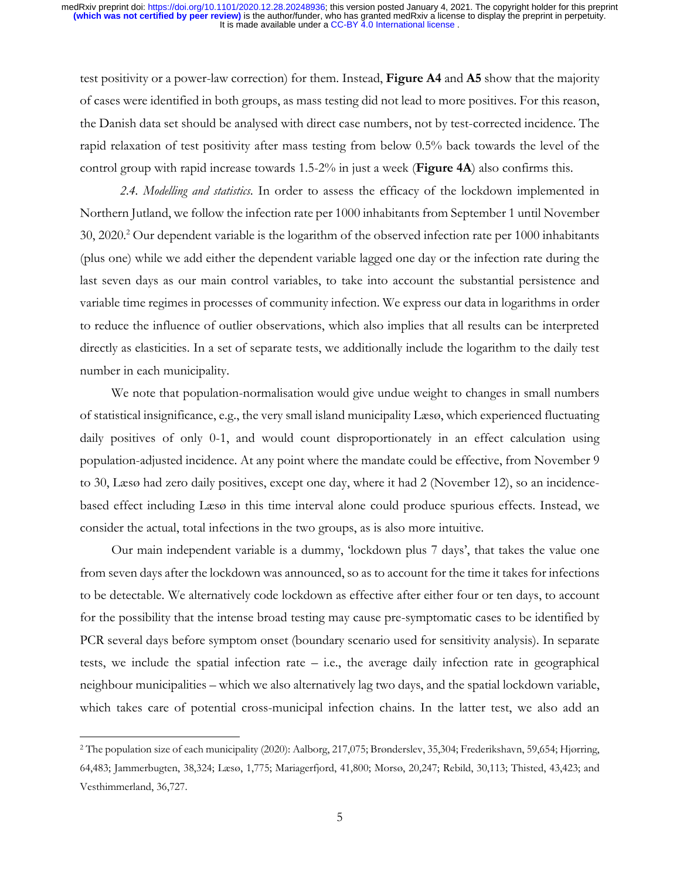test positivity or a power-law correction) for them. Instead, **Figure A4** and **A5** show that the majority of cases were identified in both groups, as mass testing did not lead to more positives. For this reason, the Danish data set should be analysed with direct case numbers, not by test-corrected incidence. The rapid relaxation of test positivity after mass testing from below 0.5% back towards the level of the control group with rapid increase towards 1.5-2% in just a week (**Figure 4A**) also confirms this.

*2.4. Modelling and statistics.* In order to assess the efficacy of the lockdown implemented in Northern Jutland, we follow the infection rate per 1000 inhabitants from September 1 until November 30, 2020.[2] Our dependent variable is the logarithm of the observed infection rate per 1000 inhabitants (plus one) while we add either the dependent variable lagged one day or the infection rate during the last seven days as our main control variables, to take into account the substantial persistence and variable time regimes in processes of community infection. We express our data in logarithms in order to reduce the influence of outlier observations, which also implies that all results can be interpreted directly as elasticities. In a set of separate tests, we additionally include the logarithm to the daily test number in each municipality.

We note that population-normalisation would give undue weight to changes in small numbers of statistical insignificance, e.g., the very small island municipality Læsø, which experienced fluctuating daily positives of only 0-1, and would count disproportionately in an effect calculation using population-adjusted incidence. At any point where the mandate could be effective, from November 9 to 30, Læsø had zero daily positives, except one day, where it had 2 (November 12), so an incidence-based effect including Læsø in this time interval alone could produce spurious effects. Instead, we consider the actual, total infections in the two groups, as is also more intuitive.

Our main independent variable is a dummy, 'lockdown plus 7 days', that takes the value one from seven days after the lockdown was announced, so as to account for the time it takes for infections to be detectable. We alternatively code lockdown as effective after either four or ten days, to account for the possibility that the intense broad testing may cause pre-symptomatic cases to be identified by PCR several days before symptom onset (boundary scenario used for sensitivity analysis). In separate tests, we include the spatial infection rate – i.e., the average daily infection rate in geographical neighbour municipalities – which we also alternatively lag two days, and the spatial lockdown variable, which takes care of potential cross-municipal infection chains. In the latter test, we also add an

---

[2] The population size of each municipality (2020): Aalborg, 217,075; Brønderslev, 35,304; Frederikshavn, 59,654; Hjørring, 64,483; Jammerbugten, 38,324; Læsø, 1,775; Mariagerfjord, 41,800; Morsø, 20,247; Rebild, 30,113; Thisted, 43,423; and Vesthimmerland, 36,727.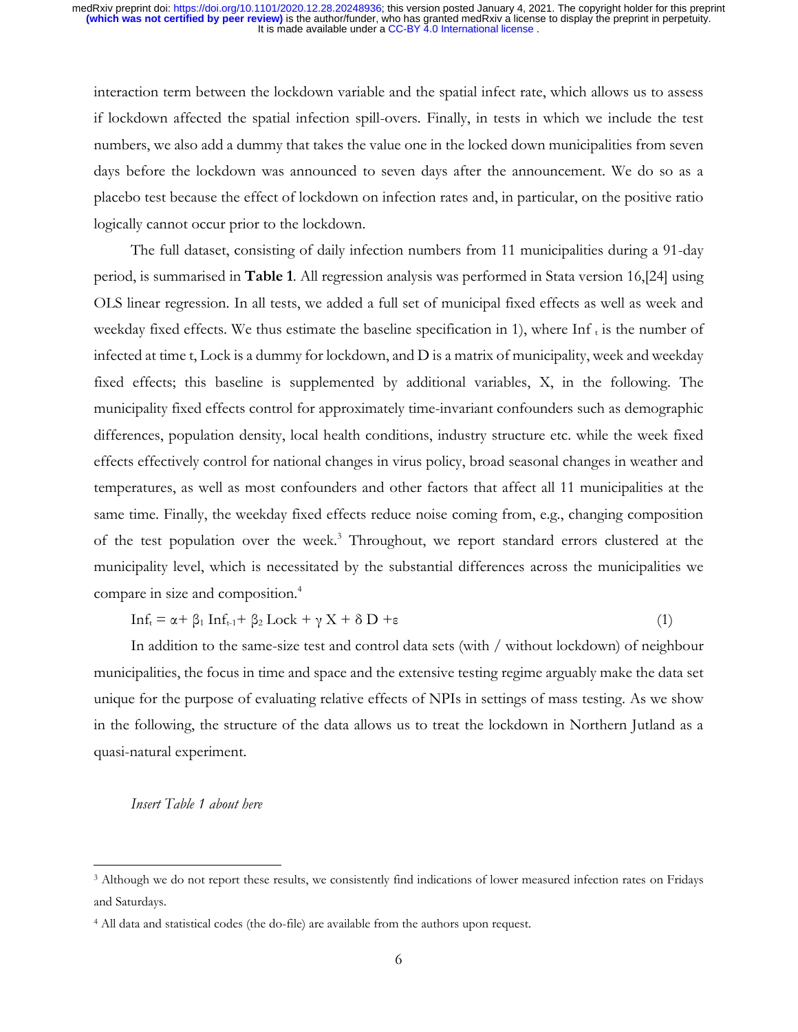interaction term between the lockdown variable and the spatial infect rate, which allows us to assess if lockdown affected the spatial infection spill-overs. Finally, in tests in which we include the test numbers, we also add a dummy that takes the value one in the locked down municipalities from seven days before the lockdown was announced to seven days after the announcement. We do so as a placebo test because the effect of lockdown on infection rates and, in particular, on the positive ratio logically cannot occur prior to the lockdown.

The full dataset, consisting of daily infection numbers from 11 municipalities during a 91-day period, is summarised in **Table 1**. All regression analysis was performed in Stata version 16,[24] using OLS linear regression. In all tests, we added a full set of municipal fixed effects as well as week and weekday fixed effects. We thus estimate the baseline specification in 1), where $Inf_t$ is the number of infected at time t, Lock is a dummy for lockdown, and D is a matrix of municipality, week and weekday fixed effects; this baseline is supplemented by additional variables, X, in the following. The municipality fixed effects control for approximately time-invariant confounders such as demographic differences, population density, local health conditions, industry structure etc. while the week fixed effects effectively control for national changes in virus policy, broad seasonal changes in weather and temperatures, as well as most confounders and other factors that affect all 11 municipalities at the same time. Finally, the weekday fixed effects reduce noise coming from, e.g., changing composition of the test population over the week.[3] Throughout, we report standard errors clustered at the municipality level, which is necessitated by the substantial differences across the municipalities we compare in size and composition.[4]

$$Inf_t = \alpha + \beta_1 Inf_{t-1} + \beta_2 Lock + \gamma X + \delta D + \varepsilon \qquad (1)$$

In addition to the same-size test and control data sets (with / without lockdown) of neighbour municipalities, the focus in time and space and the extensive testing regime arguably make the data set unique for the purpose of evaluating relative effects of NPIs in settings of mass testing. As we show in the following, the structure of the data allows us to treat the lockdown in Northern Jutland as a quasi-natural experiment.

*Insert Table 1 about here*

---

[3] Although we do not report these results, we consistently find indications of lower measured infection rates on Fridays and Saturdays.

[4] All data and statistical codes (the do-file) are available from the authors upon request.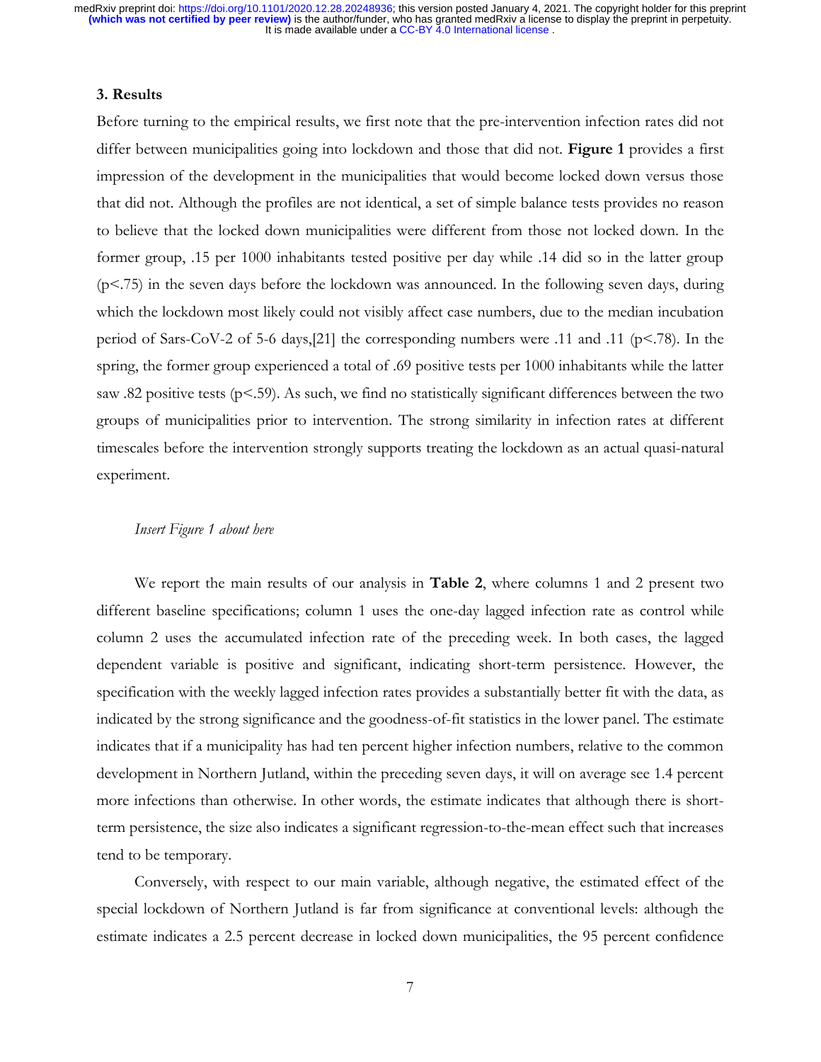### 3. Results

Before turning to the empirical results, we first note that the pre-intervention infection rates did not differ between municipalities going into lockdown and those that did not. **Figure 1** provides a first impression of the development in the municipalities that would become locked down versus those that did not. Although the profiles are not identical, a set of simple balance tests provides no reason to believe that the locked down municipalities were different from those not locked down. In the former group, .15 per 1000 inhabitants tested positive per day while .14 did so in the latter group ($p<.75$) in the seven days before the lockdown was announced. In the following seven days, during which the lockdown most likely could not visibly affect case numbers, due to the median incubation period of Sars-CoV-2 of 5-6 days,[21] the corresponding numbers were .11 and .11 ($p<.78$). In the spring, the former group experienced a total of .69 positive tests per 1000 inhabitants while the latter saw .82 positive tests ($p<.59$). As such, we find no statistically significant differences between the two groups of municipalities prior to intervention. The strong similarity in infection rates at different timescales before the intervention strongly supports treating the lockdown as an actual quasi-natural experiment.

*Insert Figure 1 about here*

We report the main results of our analysis in **Table 2**, where columns 1 and 2 present two different baseline specifications; column 1 uses the one-day lagged infection rate as control while column 2 uses the accumulated infection rate of the preceding week. In both cases, the lagged dependent variable is positive and significant, indicating short-term persistence. However, the specification with the weekly lagged infection rates provides a substantially better fit with the data, as indicated by the strong significance and the goodness-of-fit statistics in the lower panel. The estimate indicates that if a municipality has had ten percent higher infection numbers, relative to the common development in Northern Jutland, within the preceding seven days, it will on average see 1.4 percent more infections than otherwise. In other words, the estimate indicates that although there is short-term persistence, the size also indicates a significant regression-to-the-mean effect such that increases tend to be temporary.

Conversely, with respect to our main variable, although negative, the estimated effect of the special lockdown of Northern Jutland is far from significance at conventional levels: although the estimate indicates a 2.5 percent decrease in locked down municipalities, the 95 percent confidence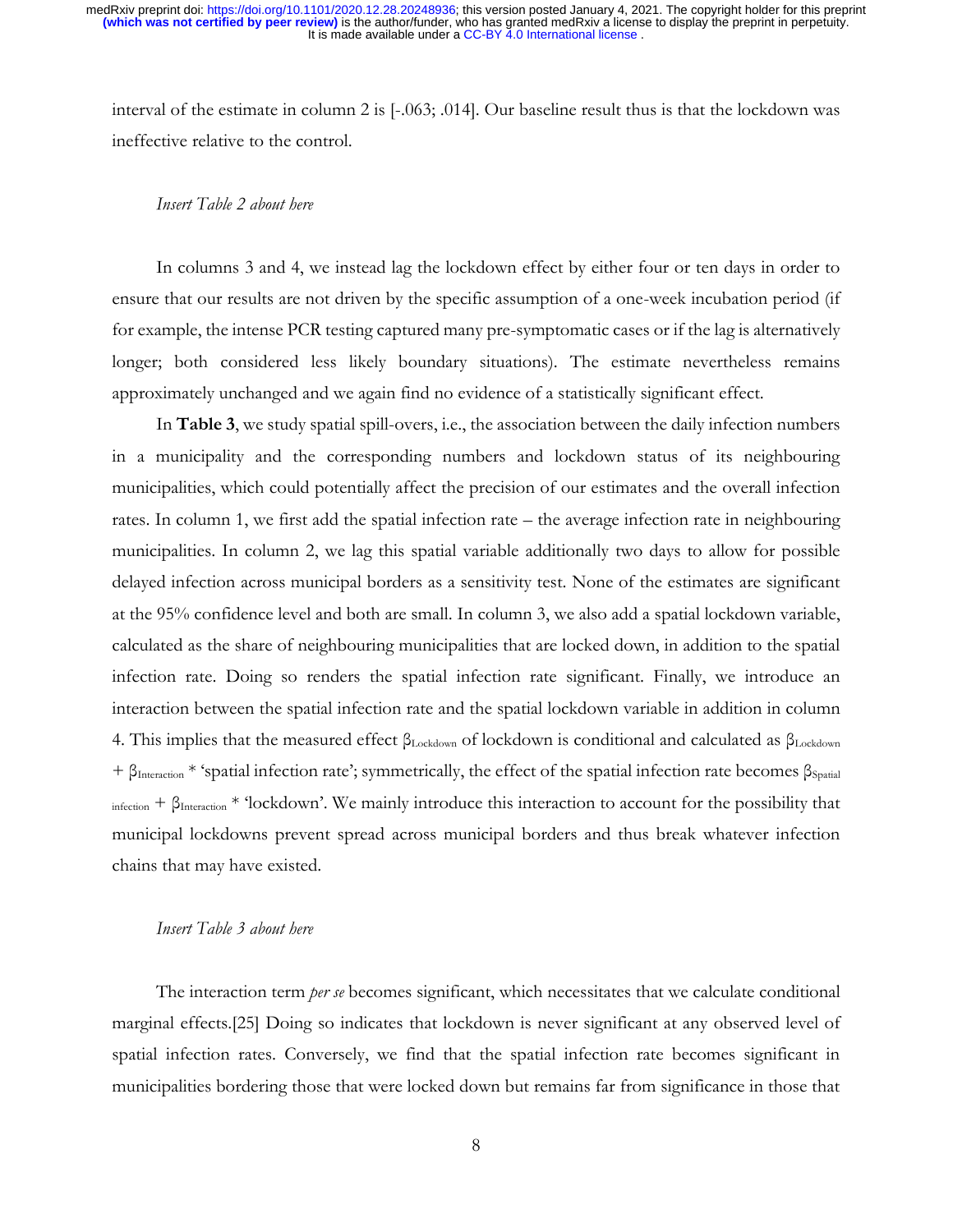interval of the estimate in column 2 is [-.063; .014]. Our baseline result thus is that the lockdown was ineffective relative to the control.

*Insert Table 2 about here*

In columns 3 and 4, we instead lag the lockdown effect by either four or ten days in order to ensure that our results are not driven by the specific assumption of a one-week incubation period (if for example, the intense PCR testing captured many pre-symptomatic cases or if the lag is alternatively longer; both considered less likely boundary situations). The estimate nevertheless remains approximately unchanged and we again find no evidence of a statistically significant effect.

In **Table 3**, we study spatial spill-overs, i.e., the association between the daily infection numbers in a municipality and the corresponding numbers and lockdown status of its neighbouring municipalities, which could potentially affect the precision of our estimates and the overall infection rates. In column 1, we first add the spatial infection rate – the average infection rate in neighbouring municipalities. In column 2, we lag this spatial variable additionally two days to allow for possible delayed infection across municipal borders as a sensitivity test. None of the estimates are significant at the 95% confidence level and both are small. In column 3, we also add a spatial lockdown variable, calculated as the share of neighbouring municipalities that are locked down, in addition to the spatial infection rate. Doing so renders the spatial infection rate significant. Finally, we introduce an interaction between the spatial infection rate and the spatial lockdown variable in addition in column 4. This implies that the measured effect $\beta_{Lockdown}$ of lockdown is conditional and calculated as $\beta_{Lockdown} + \beta_{Interaction}$ * 'spatial infection rate'; symmetrically, the effect of the spatial infection rate becomes $\beta_{Spatial\ infection} + \beta_{Interaction}$ * 'lockdown'. We mainly introduce this interaction to account for the possibility that municipal lockdowns prevent spread across municipal borders and thus break whatever infection chains that may have existed.

*Insert Table 3 about here*

The interaction term *per se* becomes significant, which necessitates that we calculate conditional marginal effects.[25] Doing so indicates that lockdown is never significant at any observed level of spatial infection rates. Conversely, we find that the spatial infection rate becomes significant in municipalities bordering those that were locked down but remains far from significance in those that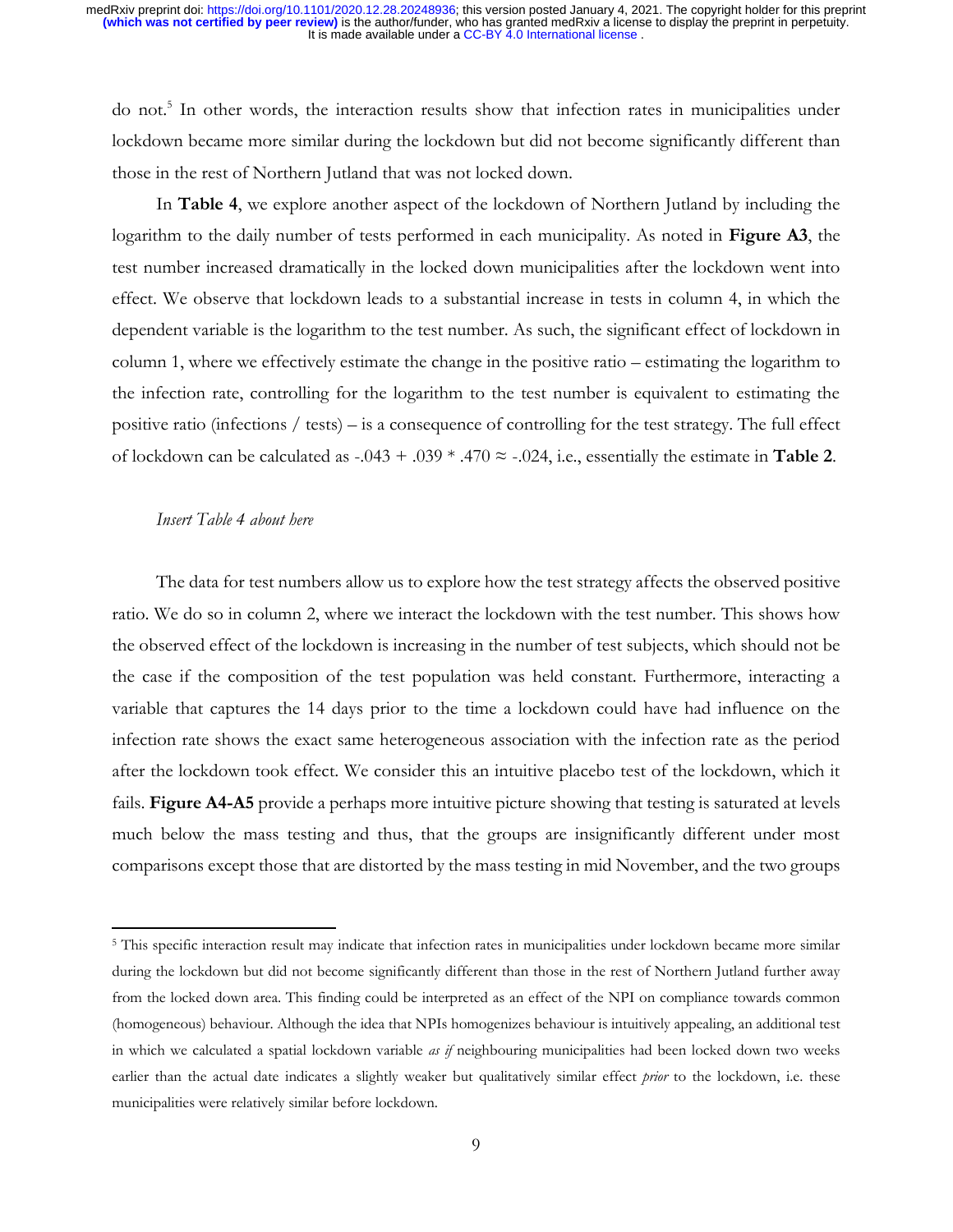do not.[5] In other words, the interaction results show that infection rates in municipalities under lockdown became more similar during the lockdown but did not become significantly different than those in the rest of Northern Jutland that was not locked down.

In **Table 4**, we explore another aspect of the lockdown of Northern Jutland by including the logarithm to the daily number of tests performed in each municipality. As noted in **Figure A3**, the test number increased dramatically in the locked down municipalities after the lockdown went into effect. We observe that lockdown leads to a substantial increase in tests in column 4, in which the dependent variable is the logarithm to the test number. As such, the significant effect of lockdown in column 1, where we effectively estimate the change in the positive ratio – estimating the logarithm to the infection rate, controlling for the logarithm to the test number is equivalent to estimating the positive ratio (infections / tests) – is a consequence of controlling for the test strategy. The full effect of lockdown can be calculated as $-.043 + .039 * .470 \approx -.024$, i.e., essentially the estimate in **Table 2**.

*Insert Table 4 about here*

The data for test numbers allow us to explore how the test strategy affects the observed positive ratio. We do so in column 2, where we interact the lockdown with the test number. This shows how the observed effect of the lockdown is increasing in the number of test subjects, which should not be the case if the composition of the test population was held constant. Furthermore, interacting a variable that captures the 14 days prior to the time a lockdown could have had influence on the infection rate shows the exact same heterogeneous association with the infection rate as the period after the lockdown took effect. We consider this an intuitive placebo test of the lockdown, which it fails. **Figure A4-A5** provide a perhaps more intuitive picture showing that testing is saturated at levels much below the mass testing and thus, that the groups are insignificantly different under most comparisons except those that are distorted by the mass testing in mid November, and the two groups

[5] This specific interaction result may indicate that infection rates in municipalities under lockdown became more similar during the lockdown but did not become significantly different than those in the rest of Northern Jutland further away from the locked down area. This finding could be interpreted as an effect of the NPI on compliance towards common (homogeneous) behaviour. Although the idea that NPIs homogenizes behaviour is intuitively appealing, an additional test in which we calculated a spatial lockdown variable *as if* neighbouring municipalities had been locked down two weeks earlier than the actual date indicates a slightly weaker but qualitatively similar effect *prior* to the lockdown, i.e. these municipalities were relatively similar before lockdown.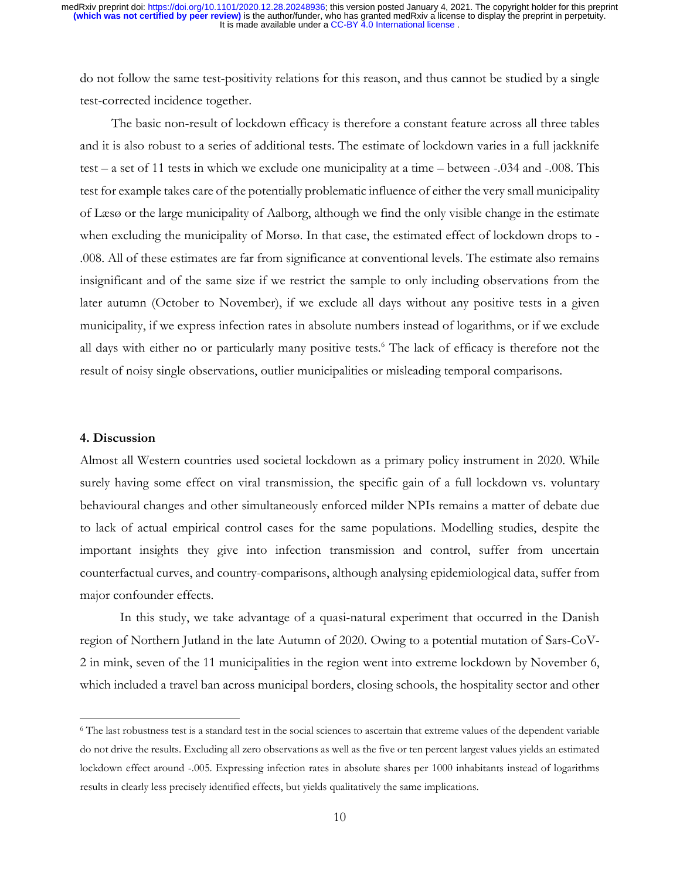do not follow the same test-positivity relations for this reason, and thus cannot be studied by a single test-corrected incidence together.

The basic non-result of lockdown efficacy is therefore a constant feature across all three tables and it is also robust to a series of additional tests. The estimate of lockdown varies in a full jackknife test – a set of 11 tests in which we exclude one municipality at a time – between -.034 and -.008. This test for example takes care of the potentially problematic influence of either the very small municipality of Læsø or the large municipality of Aalborg, although we find the only visible change in the estimate when excluding the municipality of Morsø. In that case, the estimated effect of lockdown drops to -.008. All of these estimates are far from significance at conventional levels. The estimate also remains insignificant and of the same size if we restrict the sample to only including observations from the later autumn (October to November), if we exclude all days without any positive tests in a given municipality, if we express infection rates in absolute numbers instead of logarithms, or if we exclude all days with either no or particularly many positive tests.[6] The lack of efficacy is therefore not the result of noisy single observations, outlier municipalities or misleading temporal comparisons.

## 4. Discussion

Almost all Western countries used societal lockdown as a primary policy instrument in 2020. While surely having some effect on viral transmission, the specific gain of a full lockdown vs. voluntary behavioural changes and other simultaneously enforced milder NPIs remains a matter of debate due to lack of actual empirical control cases for the same populations. Modelling studies, despite the important insights they give into infection transmission and control, suffer from uncertain counterfactual curves, and country-comparisons, although analysing epidemiological data, suffer from major confounder effects.

In this study, we take advantage of a quasi-natural experiment that occurred in the Danish region of Northern Jutland in the late Autumn of 2020. Owing to a potential mutation of Sars-CoV-2 in mink, seven of the 11 municipalities in the region went into extreme lockdown by November 6, which included a travel ban across municipal borders, closing schools, the hospitality sector and other

---

[6] The last robustness test is a standard test in the social sciences to ascertain that extreme values of the dependent variable do not drive the results. Excluding all zero observations as well as the five or ten percent largest values yields an estimated lockdown effect around -.005. Expressing infection rates in absolute shares per 1000 inhabitants instead of logarithms results in clearly less precisely identified effects, but yields qualitatively the same implications.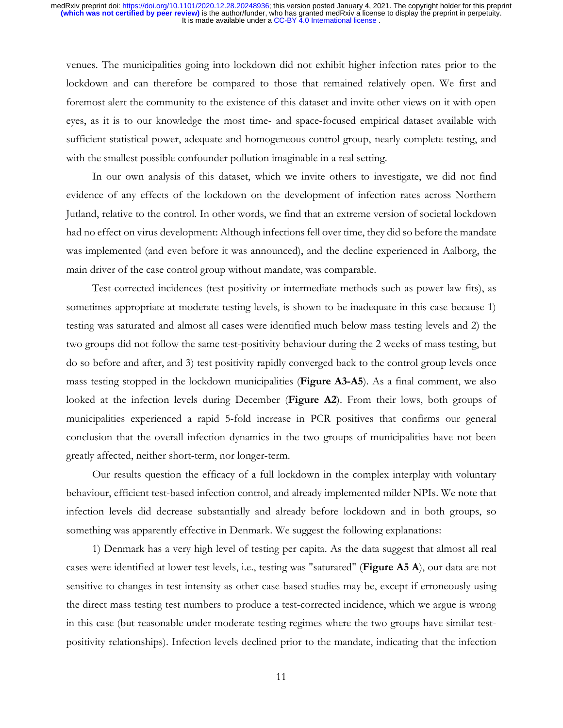venues. The municipalities going into lockdown did not exhibit higher infection rates prior to the lockdown and can therefore be compared to those that remained relatively open. We first and foremost alert the community to the existence of this dataset and invite other views on it with open eyes, as it is to our knowledge the most time- and space-focused empirical dataset available with sufficient statistical power, adequate and homogeneous control group, nearly complete testing, and with the smallest possible confounder pollution imaginable in a real setting.

In our own analysis of this dataset, which we invite others to investigate, we did not find evidence of any effects of the lockdown on the development of infection rates across Northern Jutland, relative to the control. In other words, we find that an extreme version of societal lockdown had no effect on virus development: Although infections fell over time, they did so before the mandate was implemented (and even before it was announced), and the decline experienced in Aalborg, the main driver of the case control group without mandate, was comparable.

Test-corrected incidences (test positivity or intermediate methods such as power law fits), as sometimes appropriate at moderate testing levels, is shown to be inadequate in this case because 1) testing was saturated and almost all cases were identified much below mass testing levels and 2) the two groups did not follow the same test-positivity behaviour during the 2 weeks of mass testing, but do so before and after, and 3) test positivity rapidly converged back to the control group levels once mass testing stopped in the lockdown municipalities (**Figure A3-A5**). As a final comment, we also looked at the infection levels during December (**Figure A2**). From their lows, both groups of municipalities experienced a rapid 5-fold increase in PCR positives that confirms our general conclusion that the overall infection dynamics in the two groups of municipalities have not been greatly affected, neither short-term, nor longer-term.

Our results question the efficacy of a full lockdown in the complex interplay with voluntary behaviour, efficient test-based infection control, and already implemented milder NPIs. We note that infection levels did decrease substantially and already before lockdown and in both groups, so something was apparently effective in Denmark. We suggest the following explanations:

1) Denmark has a very high level of testing per capita. As the data suggest that almost all real cases were identified at lower test levels, i.e., testing was "saturated" (**Figure A5 A**), our data are not sensitive to changes in test intensity as other case-based studies may be, except if erroneously using the direct mass testing test numbers to produce a test-corrected incidence, which we argue is wrong in this case (but reasonable under moderate testing regimes where the two groups have similar test-positivity relationships). Infection levels declined prior to the mandate, indicating that the infection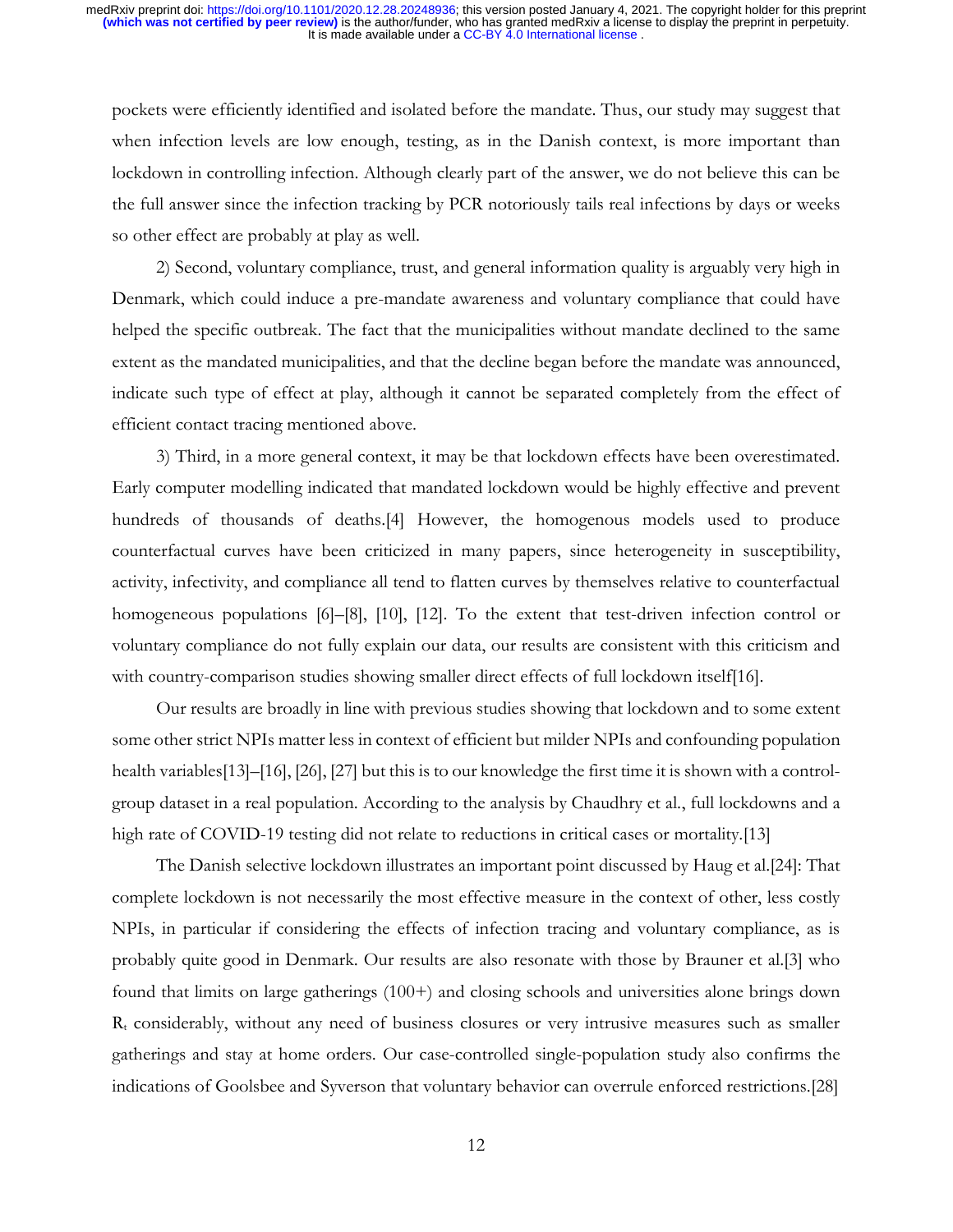pockets were efficiently identified and isolated before the mandate. Thus, our study may suggest that when infection levels are low enough, testing, as in the Danish context, is more important than lockdown in controlling infection. Although clearly part of the answer, we do not believe this can be the full answer since the infection tracking by PCR notoriously tails real infections by days or weeks so other effect are probably at play as well.

2) Second, voluntary compliance, trust, and general information quality is arguably very high in Denmark, which could induce a pre-mandate awareness and voluntary compliance that could have helped the specific outbreak. The fact that the municipalities without mandate declined to the same extent as the mandated municipalities, and that the decline began before the mandate was announced, indicate such type of effect at play, although it cannot be separated completely from the effect of efficient contact tracing mentioned above.

3) Third, in a more general context, it may be that lockdown effects have been overestimated. Early computer modelling indicated that mandated lockdown would be highly effective and prevent hundreds of thousands of deaths.[4] However, the homogenous models used to produce counterfactual curves have been criticized in many papers, since heterogeneity in susceptibility, activity, infectivity, and compliance all tend to flatten curves by themselves relative to counterfactual homogeneous populations [6]–[8], [10], [12]. To the extent that test-driven infection control or voluntary compliance do not fully explain our data, our results are consistent with this criticism and with country-comparison studies showing smaller direct effects of full lockdown itself[16].

Our results are broadly in line with previous studies showing that lockdown and to some extent some other strict NPIs matter less in context of efficient but milder NPIs and confounding population health variables[13]–[16], [26], [27] but this is to our knowledge the first time it is shown with a control-group dataset in a real population. According to the analysis by Chaudhry et al., full lockdowns and a high rate of COVID-19 testing did not relate to reductions in critical cases or mortality.[13]

The Danish selective lockdown illustrates an important point discussed by Haug et al.[24]: That complete lockdown is not necessarily the most effective measure in the context of other, less costly NPIs, in particular if considering the effects of infection tracing and voluntary compliance, as is probably quite good in Denmark. Our results are also resonate with those by Brauner et al.[3] who found that limits on large gatherings (100+) and closing schools and universities alone brings down $R_t$ considerably, without any need of business closures or very intrusive measures such as smaller gatherings and stay at home orders. Our case-controlled single-population study also confirms the indications of Goolsbee and Syverson that voluntary behavior can overrule enforced restrictions.[28]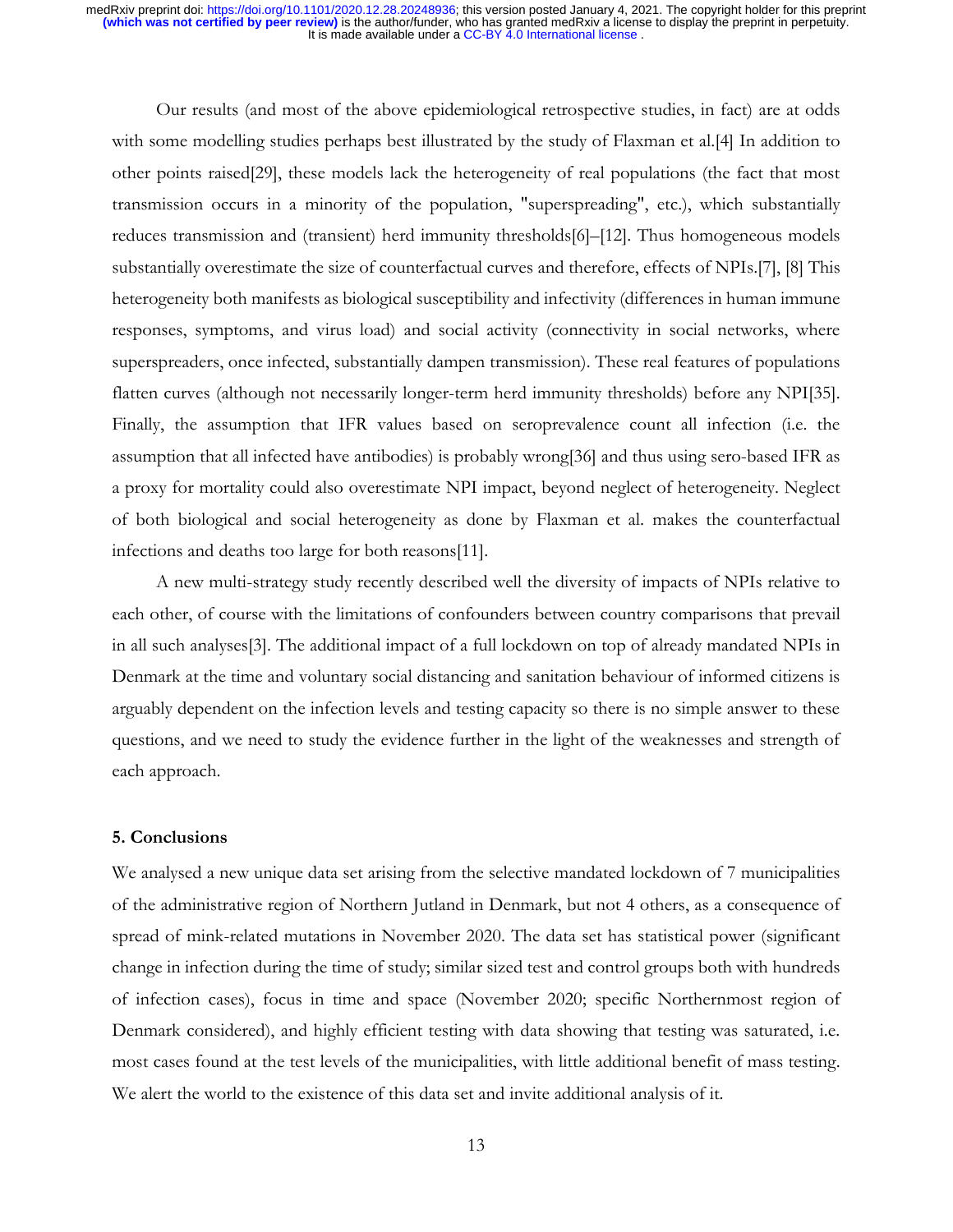Our results (and most of the above epidemiological retrospective studies, in fact) are at odds with some modelling studies perhaps best illustrated by the study of Flaxman et al.[4] In addition to other points raised[29], these models lack the heterogeneity of real populations (the fact that most transmission occurs in a minority of the population, "superspreading", etc.), which substantially reduces transmission and (transient) herd immunity thresholds[6]–[12]. Thus homogeneous models substantially overestimate the size of counterfactual curves and therefore, effects of NPIs.[7], [8] This heterogeneity both manifests as biological susceptibility and infectivity (differences in human immune responses, symptoms, and virus load) and social activity (connectivity in social networks, where superspreaders, once infected, substantially dampen transmission). These real features of populations flatten curves (although not necessarily longer-term herd immunity thresholds) before any NPI[35]. Finally, the assumption that IFR values based on seroprevalence count all infection (i.e. the assumption that all infected have antibodies) is probably wrong[36] and thus using sero-based IFR as a proxy for mortality could also overestimate NPI impact, beyond neglect of heterogeneity. Neglect of both biological and social heterogeneity as done by Flaxman et al. makes the counterfactual infections and deaths too large for both reasons[11].

A new multi-strategy study recently described well the diversity of impacts of NPIs relative to each other, of course with the limitations of confounders between country comparisons that prevail in all such analyses[3]. The additional impact of a full lockdown on top of already mandated NPIs in Denmark at the time and voluntary social distancing and sanitation behaviour of informed citizens is arguably dependent on the infection levels and testing capacity so there is no simple answer to these questions, and we need to study the evidence further in the light of the weaknesses and strength of each approach.

## 5. Conclusions

We analysed a new unique data set arising from the selective mandated lockdown of 7 municipalities of the administrative region of Northern Jutland in Denmark, but not 4 others, as a consequence of spread of mink-related mutations in November 2020. The data set has statistical power (significant change in infection during the time of study; similar sized test and control groups both with hundreds of infection cases), focus in time and space (November 2020; specific Northernmost region of Denmark considered), and highly efficient testing with data showing that testing was saturated, i.e. most cases found at the test levels of the municipalities, with little additional benefit of mass testing. We alert the world to the existence of this data set and invite additional analysis of it.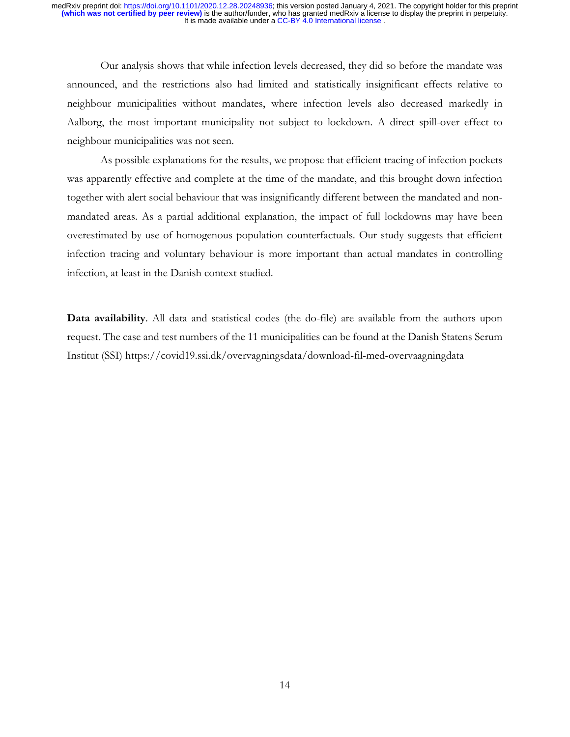Our analysis shows that while infection levels decreased, they did so before the mandate was announced, and the restrictions also had limited and statistically insignificant effects relative to neighbour municipalities without mandates, where infection levels also decreased markedly in Aalborg, the most important municipality not subject to lockdown. A direct spill-over effect to neighbour municipalities was not seen.

As possible explanations for the results, we propose that efficient tracing of infection pockets was apparently effective and complete at the time of the mandate, and this brought down infection together with alert social behaviour that was insignificantly different between the mandated and non-mandated areas. As a partial additional explanation, the impact of full lockdowns may have been overestimated by use of homogenous population counterfactuals. Our study suggests that efficient infection tracing and voluntary behaviour is more important than actual mandates in controlling infection, at least in the Danish context studied.

**Data availability**. All data and statistical codes (the do-file) are available from the authors upon request. The case and test numbers of the 11 municipalities can be found at the Danish Statens Serum Institut (SSI) https://covid19.ssi.dk/overvagningsdata/download-fil-med-overvaagningdata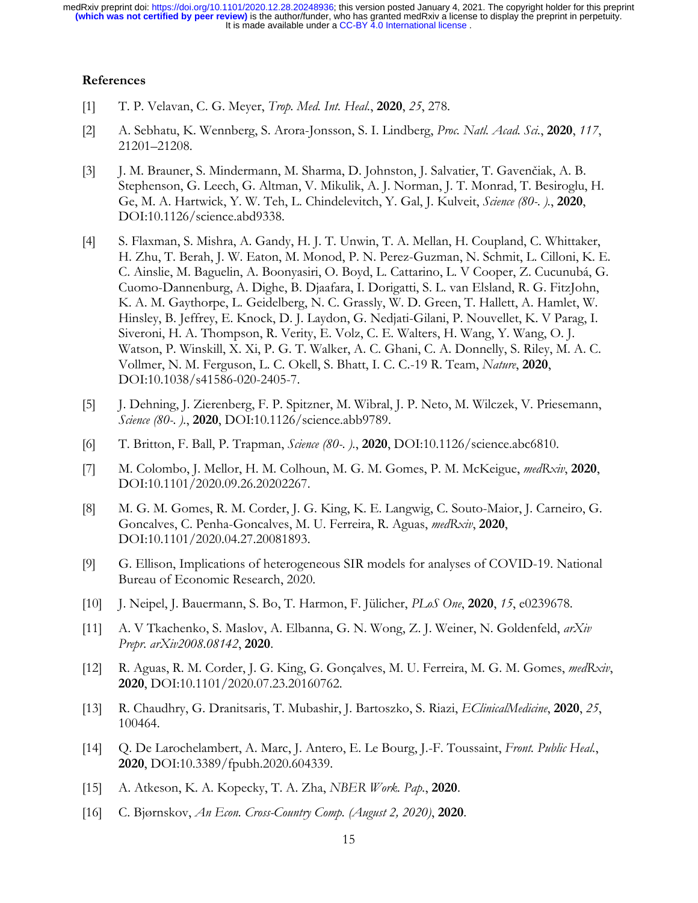## References

[1] T. P. Velavan, C. G. Meyer, *Trop. Med. Int. Heal.*, **2020**, *25*, 278.

[2] A. Sebhatu, K. Wennberg, S. Arora-Jonsson, S. I. Lindberg, *Proc. Natl. Acad. Sci.*, **2020**, *117*, 21201–21208.

[3] J. M. Brauner, S. Mindermann, M. Sharma, D. Johnston, J. Salvatier, T. Gavenčiak, A. B. Stephenson, G. Leech, G. Altman, V. Mikulik, A. J. Norman, J. T. Monrad, T. Besiroglu, H. Ge, M. A. Hartwick, Y. W. Teh, L. Chindelevitch, Y. Gal, J. Kulveit, *Science (80-. ).*, **2020**, DOI:10.1126/science.abd9338.

[4] S. Flaxman, S. Mishra, A. Gandy, H. J. T. Unwin, T. A. Mellan, H. Coupland, C. Whittaker, H. Zhu, T. Berah, J. W. Eaton, M. Monod, P. N. Perez-Guzman, N. Schmit, L. Cilloni, K. E. C. Ainslie, M. Baguelin, A. Boonyasiri, O. Boyd, L. Cattarino, L. V Cooper, Z. Cucunubá, G. Cuomo-Dannenburg, A. Dighe, B. Djaafara, I. Dorigatti, S. L. van Elsland, R. G. FitzJohn, K. A. M. Gaythorpe, L. Geidelberg, N. C. Grassly, W. D. Green, T. Hallett, A. Hamlet, W. Hinsley, B. Jeffrey, E. Knock, D. J. Laydon, G. Nedjati-Gilani, P. Nouvellet, K. V Parag, I. Siveroni, H. A. Thompson, R. Verity, E. Volz, C. E. Walters, H. Wang, Y. Wang, O. J. Watson, P. Winskill, X. Xi, P. G. T. Walker, A. C. Ghani, C. A. Donnelly, S. Riley, M. A. C. Vollmer, N. M. Ferguson, L. C. Okell, S. Bhatt, I. C. C.-19 R. Team, *Nature*, **2020**, DOI:10.1038/s41586-020-2405-7.

[5] J. Dehning, J. Zierenberg, F. P. Spitzner, M. Wibral, J. P. Neto, M. Wilczek, V. Priesemann, *Science (80-. ).*, **2020**, DOI:10.1126/science.abb9789.

[6] T. Britton, F. Ball, P. Trapman, *Science (80-. ).*, **2020**, DOI:10.1126/science.abc6810.

[7] M. Colombo, J. Mellor, H. M. Colhoun, M. G. M. Gomes, P. M. McKeigue, *medRxiv*, **2020**, DOI:10.1101/2020.09.26.20202267.

[8] M. G. M. Gomes, R. M. Corder, J. G. King, K. E. Langwig, C. Souto-Maior, J. Carneiro, G. Goncalves, C. Penha-Goncalves, M. U. Ferreira, R. Aguas, *medRxiv*, **2020**, DOI:10.1101/2020.04.27.20081893.

[9] G. Ellison, Implications of heterogeneous SIR models for analyses of COVID-19. National Bureau of Economic Research, 2020.

[10] J. Neipel, J. Bauermann, S. Bo, T. Harmon, F. Jülicher, *PLoS One*, **2020**, *15*, e0239678.

[11] A. V Tkachenko, S. Maslov, A. Elbanna, G. N. Wong, Z. J. Weiner, N. Goldenfeld, *arXiv Prepr. arXiv2008.08142*, **2020**.

[12] R. Aguas, R. M. Corder, J. G. King, G. Gonçalves, M. U. Ferreira, M. G. M. Gomes, *medRxiv*, **2020**, DOI:10.1101/2020.07.23.20160762.

[13] R. Chaudhry, G. Dranitsaris, T. Mubashir, J. Bartoszko, S. Riazi, *EClinicalMedicine*, **2020**, *25*, 100464.

[14] Q. De Larochelambert, A. Marc, J. Antero, E. Le Bourg, J.-F. Toussaint, *Front. Public Heal.*, **2020**, DOI:10.3389/fpubh.2020.604339.

[15] A. Atkeson, K. A. Kopecky, T. A. Zha, *NBER Work. Pap.*, **2020**.

[16] C. Bjørnskov, *An Econ. Cross-Country Comp. (August 2, 2020)*, **2020**.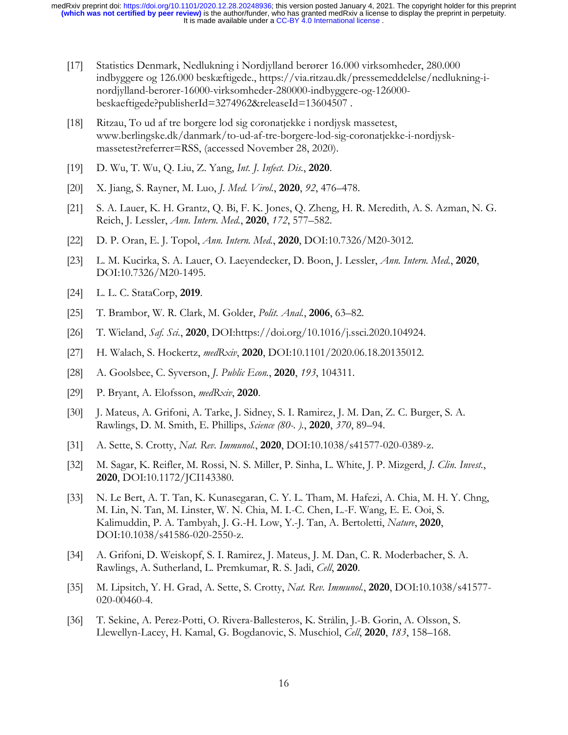[17] Statistics Denmark, Nedlukning i Nordjylland berører 16.000 virksomheder, 280.000 indbyggere og 126.000 beskæftigede., https://via.ritzau.dk/pressemeddelelse/nedlukning-i-nordjylland-berorer-16000-virksomheder-280000-indbyggere-og-126000-beskaeftigede?publisherId=3274962&releaseId=13604507 .

[18] Ritzau, To ud af tre borgere lod sig coronatjekke i nordjysk massetest, www.berlingske.dk/danmark/to-ud-af-tre-borgere-lod-sig-coronatjekke-i-nordjysk-massetest?referrer=RSS, (accessed November 28, 2020).

[19] D. Wu, T. Wu, Q. Liu, Z. Yang, *Int. J. Infect. Dis.*, **2020**.

[20] X. Jiang, S. Rayner, M. Luo, *J. Med. Virol.*, **2020**, *92*, 476–478.

[21] S. A. Lauer, K. H. Grantz, Q. Bi, F. K. Jones, Q. Zheng, H. R. Meredith, A. S. Azman, N. G. Reich, J. Lessler, *Ann. Intern. Med.*, **2020**, *172*, 577–582.

[22] D. P. Oran, E. J. Topol, *Ann. Intern. Med.*, **2020**, DOI:10.7326/M20-3012.

[23] L. M. Kucirka, S. A. Lauer, O. Laeyendecker, D. Boon, J. Lessler, *Ann. Intern. Med.*, **2020**, DOI:10.7326/M20-1495.

[24] L. L. C. StataCorp, **2019**.

[25] T. Brambor, W. R. Clark, M. Golder, *Polit. Anal.*, **2006**, 63–82.

[26] T. Wieland, *Saf. Sci.*, **2020**, DOI:https://doi.org/10.1016/j.ssci.2020.104924.

[27] H. Walach, S. Hockertz, *medRxiv*, **2020**, DOI:10.1101/2020.06.18.20135012.

[28] A. Goolsbee, C. Syverson, *J. Public Econ.*, **2020**, *193*, 104311.

[29] P. Bryant, A. Elofsson, *medRxiv*, **2020**.

[30] J. Mateus, A. Grifoni, A. Tarke, J. Sidney, S. I. Ramirez, J. M. Dan, Z. C. Burger, S. A. Rawlings, D. M. Smith, E. Phillips, *Science (80-. ).*, **2020**, *370*, 89–94.

[31] A. Sette, S. Crotty, *Nat. Rev. Immunol.*, **2020**, DOI:10.1038/s41577-020-0389-z.

[32] M. Sagar, K. Reifler, M. Rossi, N. S. Miller, P. Sinha, L. White, J. P. Mizgerd, *J. Clin. Invest.*, **2020**, DOI:10.1172/JCI143380.

[33] N. Le Bert, A. T. Tan, K. Kunasegaran, C. Y. L. Tham, M. Hafezi, A. Chia, M. H. Y. Chng, M. Lin, N. Tan, M. Linster, W. N. Chia, M. I.-C. Chen, L.-F. Wang, E. E. Ooi, S. Kalimuddin, P. A. Tambyah, J. G.-H. Low, Y.-J. Tan, A. Bertoletti, *Nature*, **2020**, DOI:10.1038/s41586-020-2550-z.

[34] A. Grifoni, D. Weiskopf, S. I. Ramirez, J. Mateus, J. M. Dan, C. R. Moderbacher, S. A. Rawlings, A. Sutherland, L. Premkumar, R. S. Jadi, *Cell*, **2020**.

[35] M. Lipsitch, Y. H. Grad, A. Sette, S. Crotty, *Nat. Rev. Immunol.*, **2020**, DOI:10.1038/s41577-020-00460-4.

[36] T. Sekine, A. Perez-Potti, O. Rivera-Ballesteros, K. Strålin, J.-B. Gorin, A. Olsson, S. Llewellyn-Lacey, H. Kamal, G. Bogdanovic, S. Muschiol, *Cell*, **2020**, *183*, 158–168.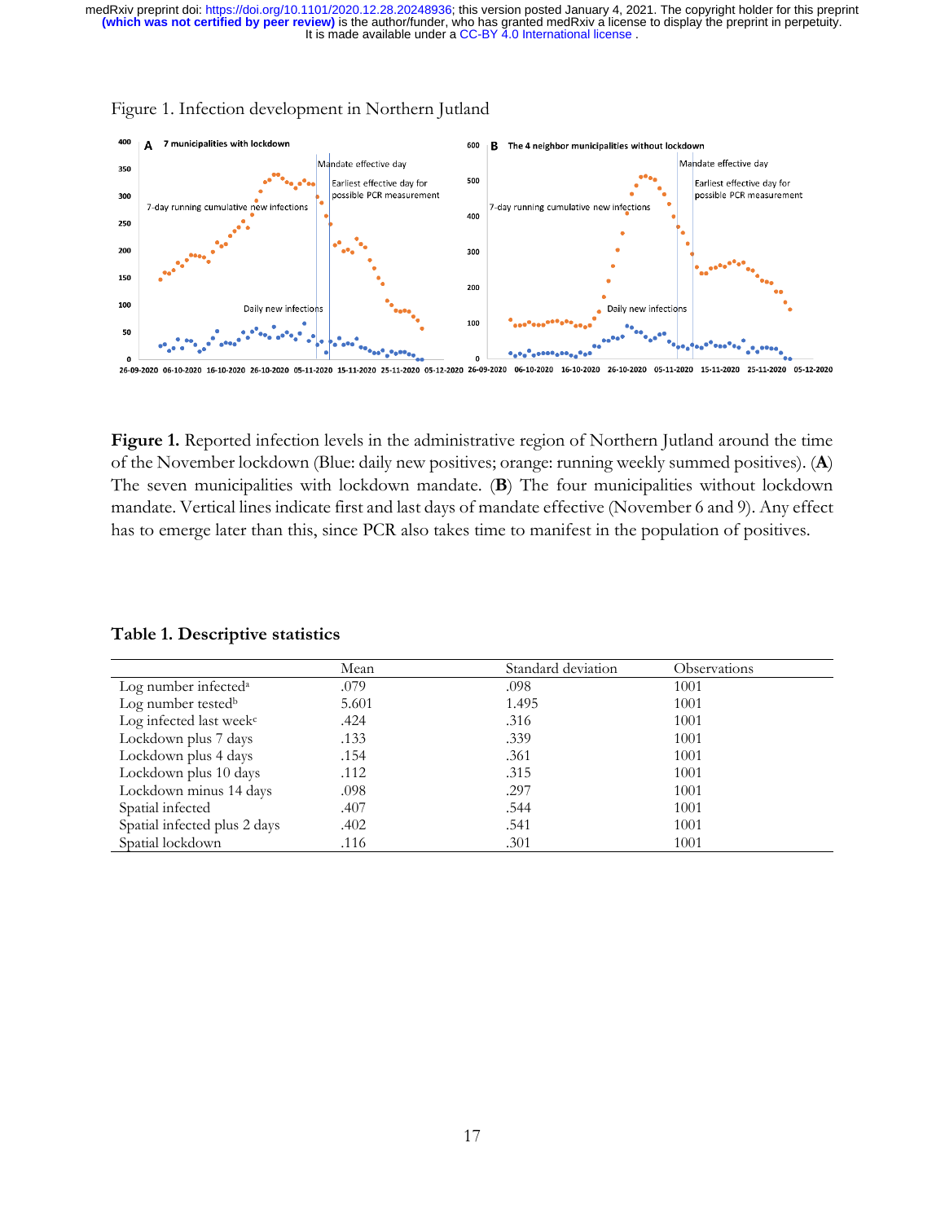Figure 1. Infection development in Northern Jutland

**Figure 1.** Reported infection levels in the administrative region of Northern Jutland around the time of the November lockdown (Blue: daily new positives; orange: running weekly summed positives). (**A**) The seven municipalities with lockdown mandate. (**B**) The four municipalities without lockdown mandate. Vertical lines indicate first and last days of mandate effective (November 6 and 9). Any effect has to emerge later than this, since PCR also takes time to manifest in the population of positives.

**Table 1. Descriptive statistics**

| | Mean | Standard deviation | Observations |
|---|---|---|---|
| Log number infected[a] | .079 | .098 | 1001 |
| Log number tested[b] | 5.601 | 1.495 | 1001 |
| Log infected last week[c] | .424 | .316 | 1001 |
| Lockdown plus 7 days | .133 | .339 | 1001 |
| Lockdown plus 4 days | .154 | .361 | 1001 |
| Lockdown plus 10 days | .112 | .315 | 1001 |
| Lockdown minus 14 days | .098 | .297 | 1001 |
| Spatial infected | .407 | .544 | 1001 |
| Spatial infected plus 2 days | .402 | .541 | 1001 |
| Spatial lockdown | .116 | .301 | 1001 |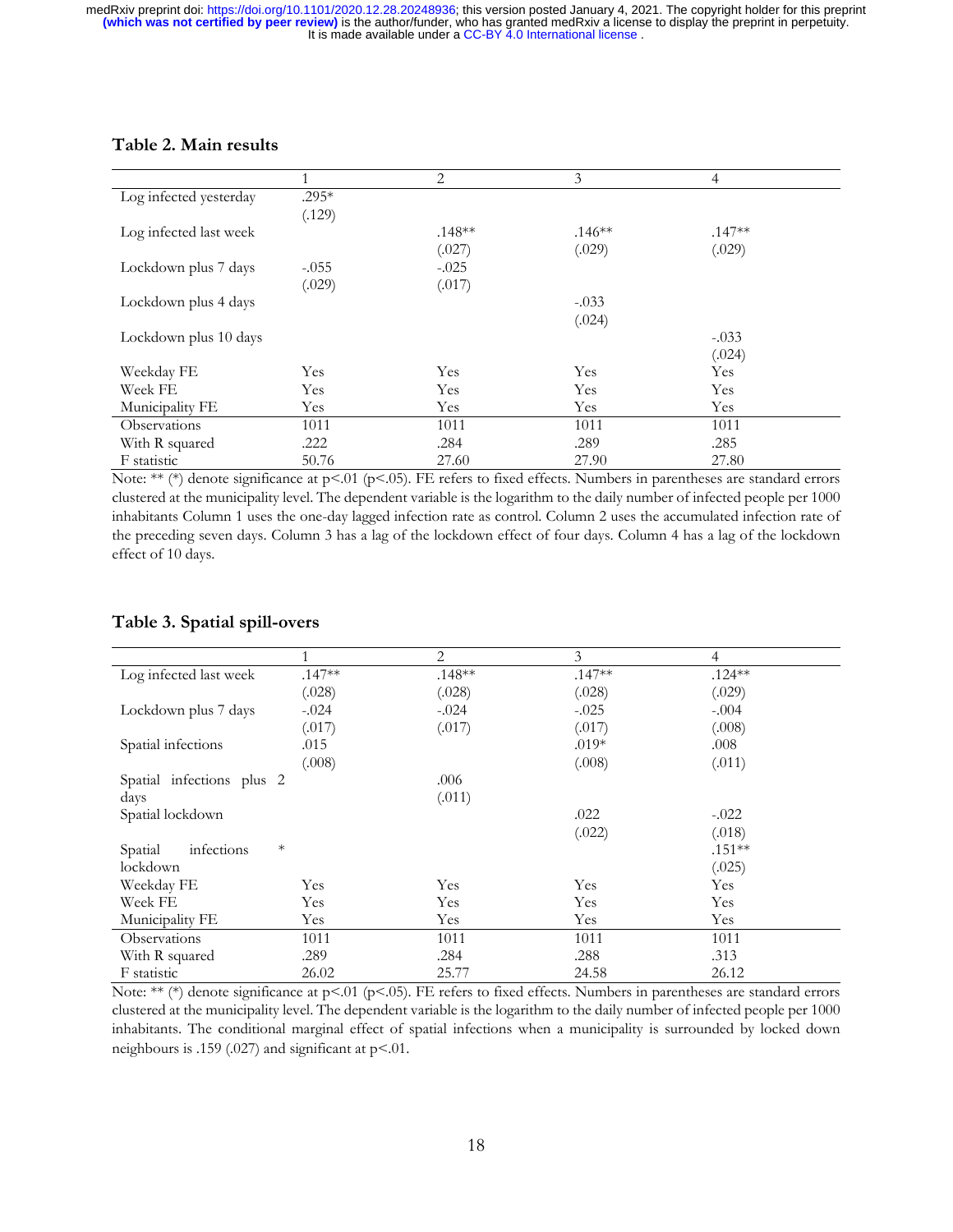**Table 2. Main results**

| | 1 | 2 | 3 | 4 |
|---|---|---|---|---|
| Log infected yesterday | .295* | | | |
| | (.129) | | | |
| Log infected last week | | .148** | .146** | .147** |
| | | (.027) | (.029) | (.029) |
| Lockdown plus 7 days | -.055 | -.025 | | |
| | (.029) | (.017) | | |
| Lockdown plus 4 days | | | -.033 | |
| | | | (.024) | |
| Lockdown plus 10 days | | | | -.033 |
| | | | | (.024) |
| Weekday FE | Yes | Yes | Yes | Yes |
| Week FE | Yes | Yes | Yes | Yes |
| Municipality FE | Yes | Yes | Yes | Yes |
| Observations | 1011 | 1011 | 1011 | 1011 |
| With R squared | .222 | .284 | .289 | .285 |
| F statistic | 50.76 | 27.60 | 27.90 | 27.80 |

Note: ** (*) denote significance at p<.01 (p<.05). FE refers to fixed effects. Numbers in parentheses are standard errors clustered at the municipality level. The dependent variable is the logarithm to the daily number of infected people per 1000 inhabitants Column 1 uses the one-day lagged infection rate as control. Column 2 uses the accumulated infection rate of the preceding seven days. Column 3 has a lag of the lockdown effect of four days. Column 4 has a lag of the lockdown effect of 10 days.

**Table 3. Spatial spill-overs**

| | 1 | 2 | 3 | 4 |
|---|---|---|---|---|
| Log infected last week | .147** | .148** | .147** | .124** |
| | (.028) | (.028) | (.028) | (.029) |
| Lockdown plus 7 days | -.024 | -.024 | -.025 | -.004 |
| | (.017) | (.017) | (.017) | (.008) |
| Spatial infections | .015 | | .019* | .008 |
| | (.008) | | (.008) | (.011) |
| Spatial infections plus 2 days | | .006 | | |
| | | (.011) | | |
| Spatial lockdown | | | .022 | -.022 |
| | | | (.022) | (.018) |
| Spatial infections * lockdown | | | | .151** |
| | | | | (.025) |
| Weekday FE | Yes | Yes | Yes | Yes |
| Week FE | Yes | Yes | Yes | Yes |
| Municipality FE | Yes | Yes | Yes | Yes |
| Observations | 1011 | 1011 | 1011 | 1011 |
| With R squared | .289 | .284 | .288 | .313 |
| F statistic | 26.02 | 25.77 | 24.58 | 26.12 |

Note: ** (*) denote significance at p<.01 (p<.05). FE refers to fixed effects. Numbers in parentheses are standard errors clustered at the municipality level. The dependent variable is the logarithm to the daily number of infected people per 1000 inhabitants. The conditional marginal effect of spatial infections when a municipality is surrounded by locked down neighbours is .159 (.027) and significant at p<.01.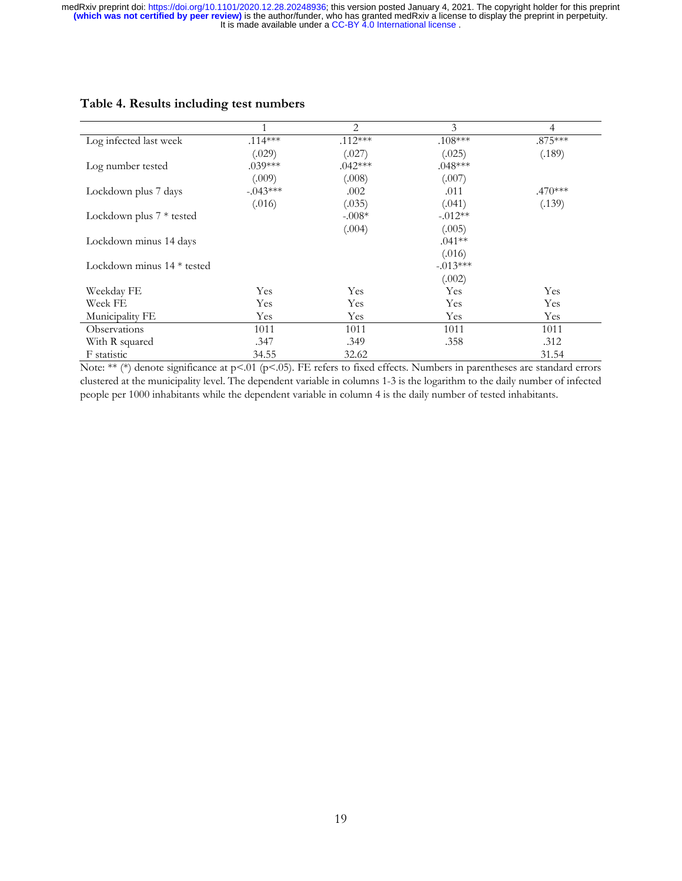**Table 4. Results including test numbers**

| | 1 | 2 | 3 | 4 |
|---|---|---|---|---|
| Log infected last week | .114*** | .112*** | .108*** | .875*** |
| | (.029) | (.027) | (.025) | (.189) |
| Log number tested | .039*** | .042*** | .048*** | |
| | (.009) | (.008) | (.007) | |
| Lockdown plus 7 days | -.043*** | .002 | .011 | .470*** |
| | (.016) | (.035) | (.041) | (.139) |
| Lockdown plus 7 * tested | | -.008* | -.012** | |
| | | (.004) | (.005) | |
| Lockdown minus 14 days | | | .041** | |
| | | | (.016) | |
| Lockdown minus 14 * tested | | | -.013*** | |
| | | | (.002) | |
| Weekday FE | Yes | Yes | Yes | Yes |
| Week FE | Yes | Yes | Yes | Yes |
| Municipality FE | Yes | Yes | Yes | Yes |
| Observations | 1011 | 1011 | 1011 | 1011 |
| With R squared | .347 | .349 | .358 | .312 |
| F statistic | 34.55 | 32.62 | | 31.54 |

Note: ** (*) denote significance at $p<.01$ ($p<.05$). FE refers to fixed effects. Numbers in parentheses are standard errors clustered at the municipality level. The dependent variable in columns 1-3 is the logarithm to the daily number of infected people per 1000 inhabitants while the dependent variable in column 4 is the daily number of tested inhabitants.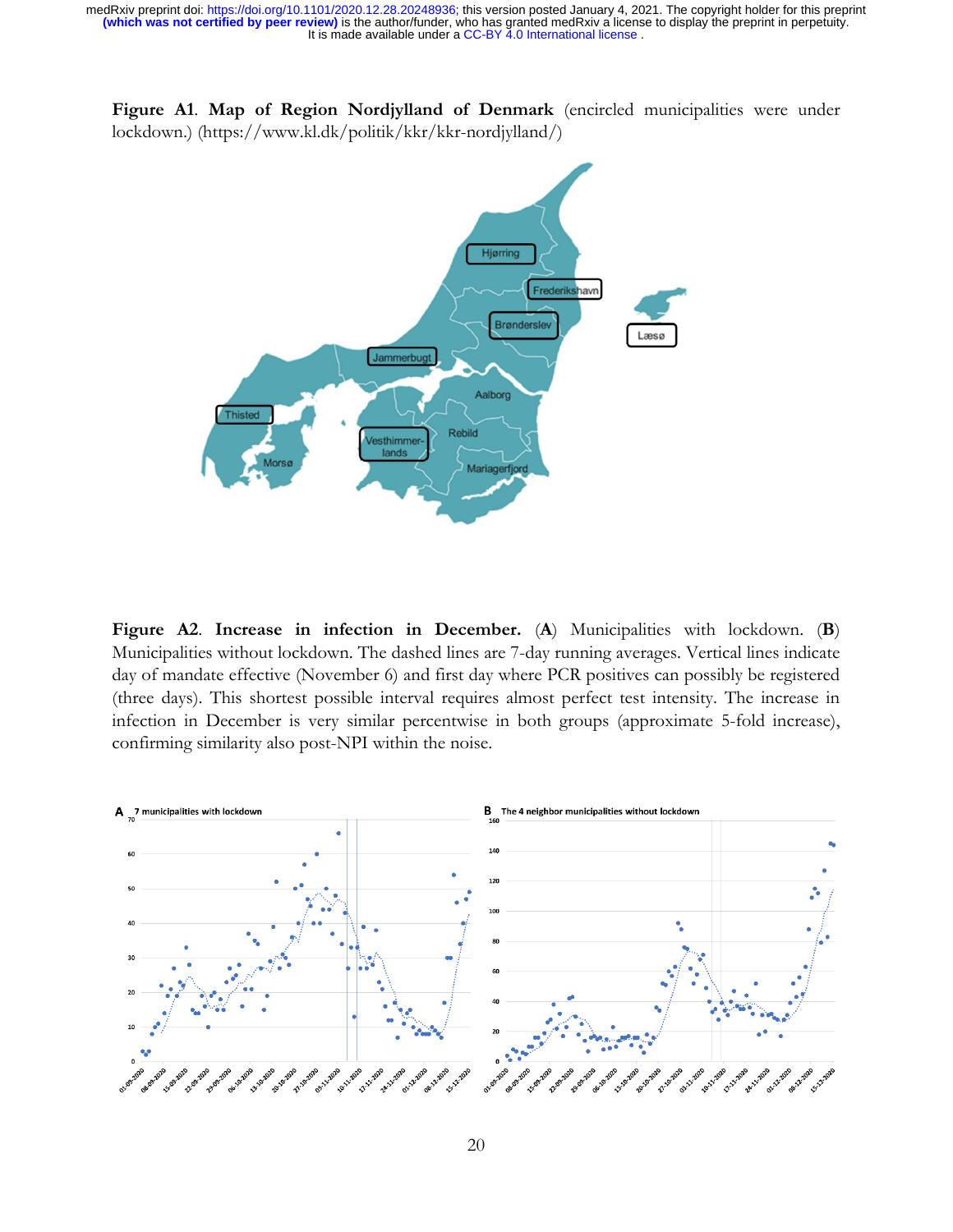**Figure A1**. **Map of Region Nordjylland of Denmark** (encircled municipalities were under lockdown.) (https://www.kl.dk/politik/kkr/kkr-nordjylland/)

**Figure A2**. **Increase in infection in December.** (**A**) Municipalities with lockdown. (**B**) Municipalities without lockdown. The dashed lines are 7-day running averages. Vertical lines indicate day of mandate effective (November 6) and first day where PCR positives can possibly be registered (three days). This shortest possible interval requires almost perfect test intensity. The increase in infection in December is very similar percentwise in both groups (approximate 5-fold increase), confirming similarity also post-NPI within the noise.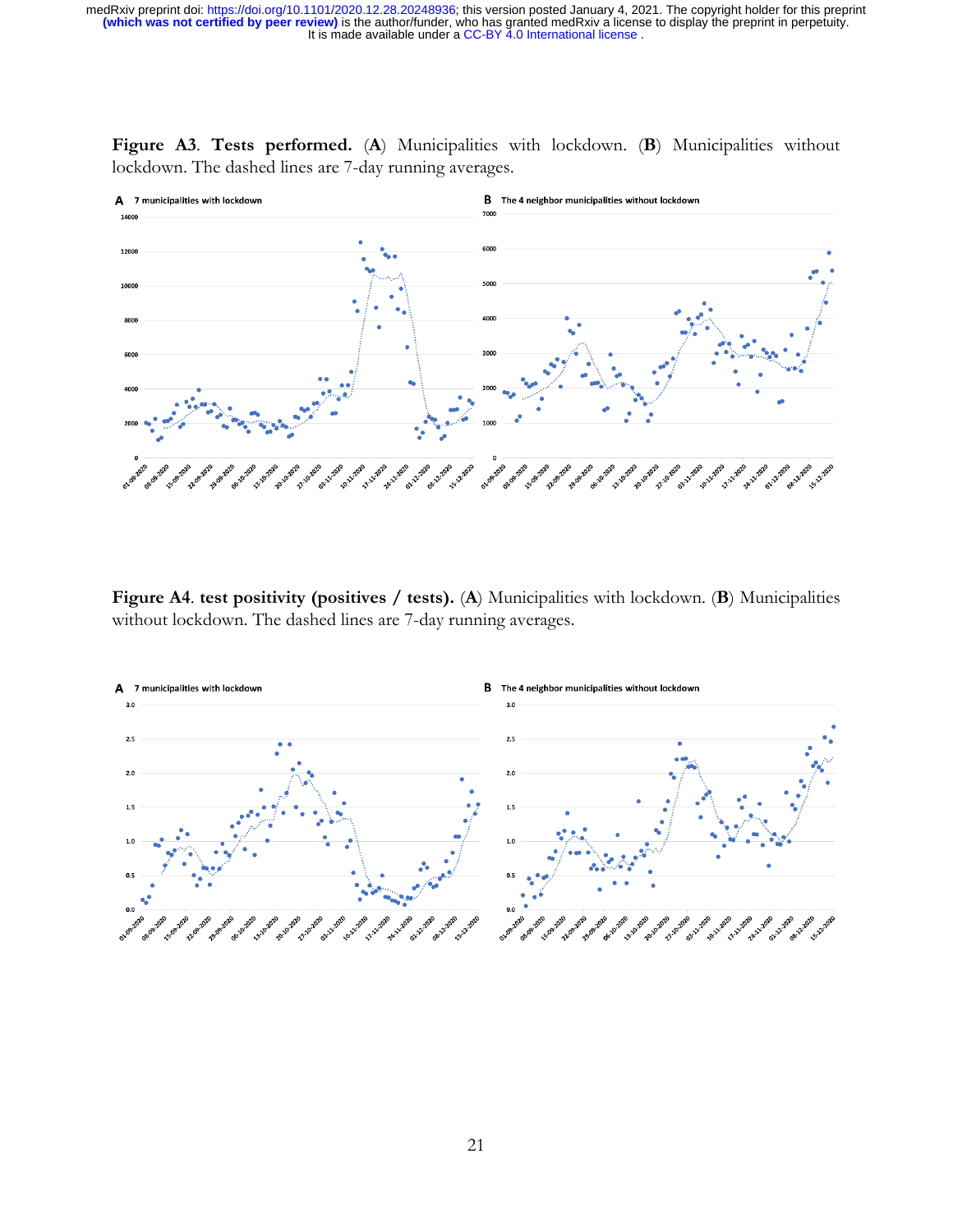**Figure A3**. **Tests performed.** (**A**) Municipalities with lockdown. (**B**) Municipalities without lockdown. The dashed lines are 7-day running averages.

**Figure A4**. **test positivity (positives / tests).** (**A**) Municipalities with lockdown. (**B**) Municipalities without lockdown. The dashed lines are 7-day running averages.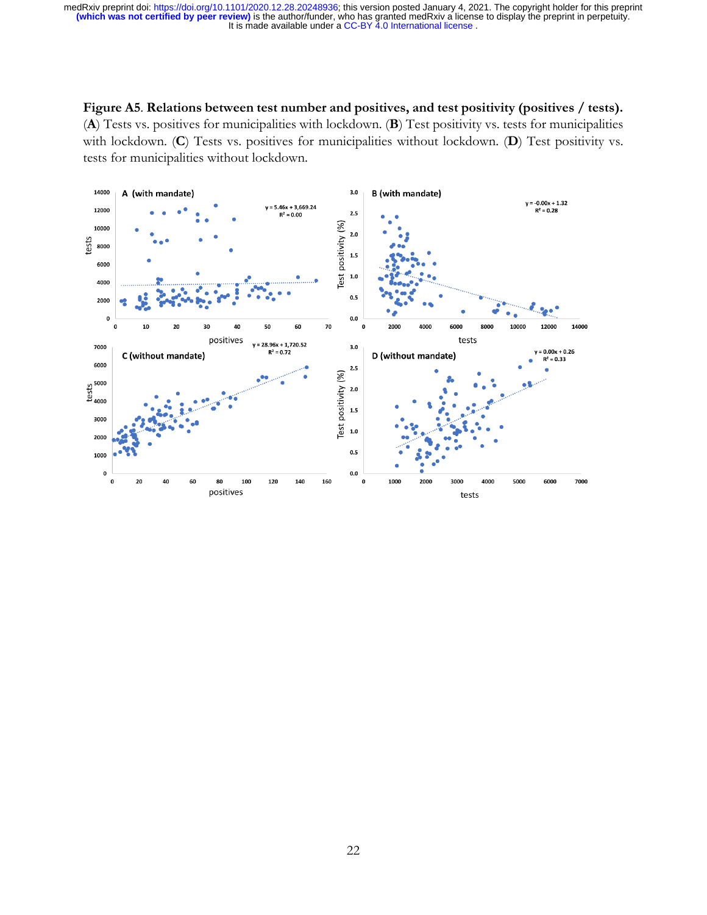**Figure A5**. **Relations between test number and positives, and test positivity (positives / tests).** (**A**) Tests vs. positives for municipalities with lockdown. (**B**) Test positivity vs. tests for municipalities with lockdown. (**C**) Tests vs. positives for municipalities without lockdown. (**D**) Test positivity vs. tests for municipalities without lockdown.

A (with mandate)
y = 5.46x + 3,669.24
$R^2 = 0.00$
tests
positives

B (with mandate)
y = -0.00x + 1.32
$R^2 = 0.28$
Test positivity (%)
tests

C (without mandate)
y = 28.96x + 1,720.52
$R^2 = 0.72$
tests
positives

D (without mandate)
y = 0.00x + 0.26
$R^2 = 0.33$
Test positivity (%)
tests